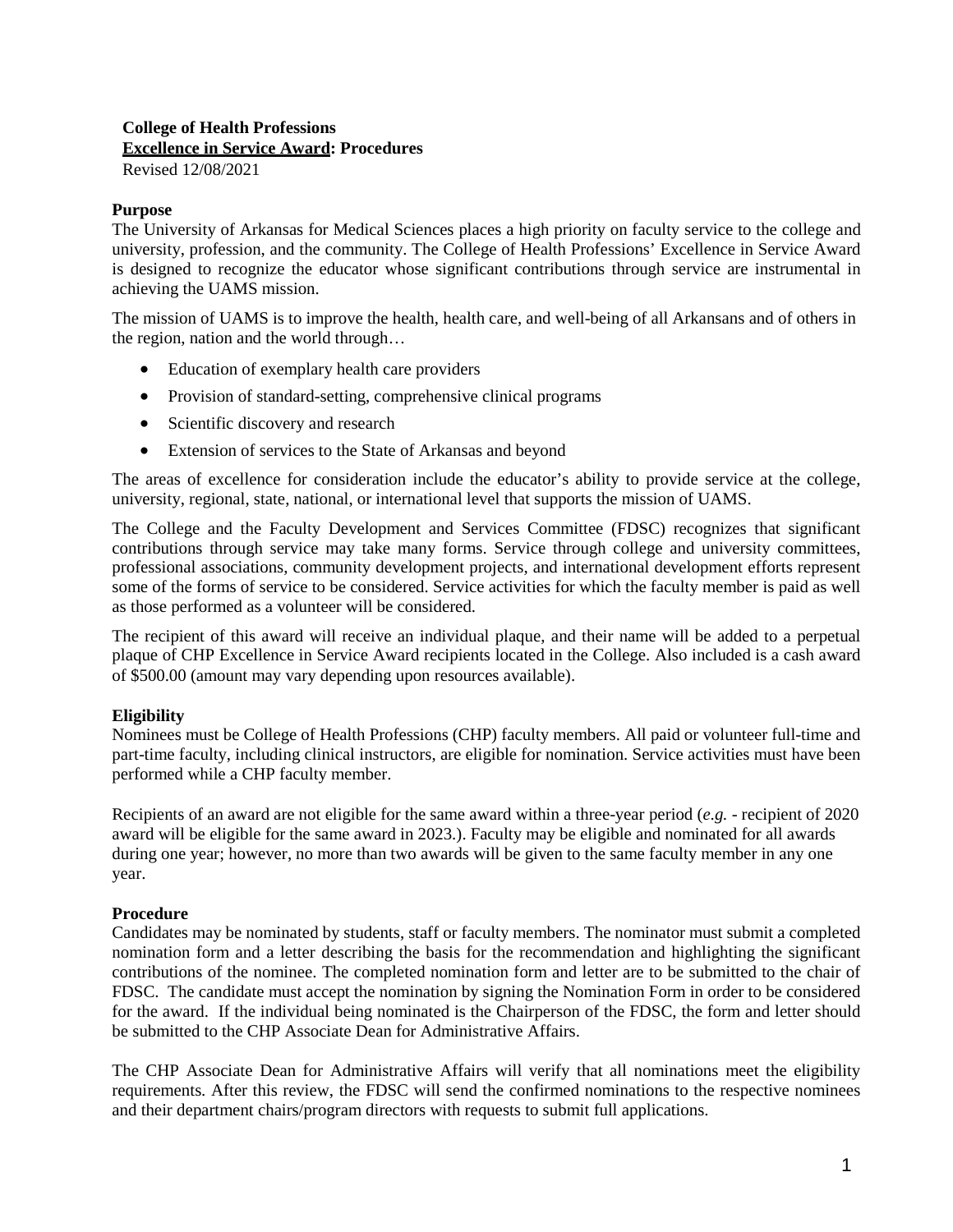**College of Health Professions**

**Excellence in Service Award: Procedures**

Revised 12/08/2021

**Purpose**

The University of Arkansas for Medical Sciences places a high priority on faculty service to the college and university, profession, and the community. The College of Health Professions' Excellence in Service Award is designed to recognize the educator whose significant contributions through service are instrumental in achieving the UAMS mission.

The mission of UAMS is to improve the health, health care, and well-being of all Arkansans and of others in the region, nation and the world through…

- Education of exemplary health care providers
- Provision of standard-setting, comprehensive clinical programs
- Scientific discovery and research
- Extension of services to the State of Arkansas and beyond

The areas of excellence for consideration include the educator's ability to provide service at the college, university, regional, state, national, or international level that supports the mission of UAMS.

The College and the Faculty Development and Services Committee (FDSC) recognizes that significant contributions through service may take many forms. Service through college and university committees, professional associations, community development projects, and international development efforts represent some of the forms of service to be considered. Service activities for which the faculty member is paid as well as those performed as a volunteer will be considered.

The recipient of this award will receive an individual plaque, and their name will be added to a perpetual plaque of CHP Excellence in Service Award recipients located in the College. Also included is a cash award of $500.00 (amount may vary depending upon resources available).

**Eligibility**

Nominees must be College of Health Professions (CHP) faculty members. All paid or volunteer full-time and part-time faculty, including clinical instructors, are eligible for nomination. Service activities must have been performed while a CHP faculty member.

Recipients of an award are not eligible for the same award within a three-year period (*e.g.* - recipient of 2020 award will be eligible for the same award in 2023.). Faculty may be eligible and nominated for all awards during one year; however, no more than two awards will be given to the same faculty member in any one year.

**Procedure**

Candidates may be nominated by students, staff or faculty members. The nominator must submit a completed nomination form and a letter describing the basis for the recommendation and highlighting the significant contributions of the nominee. The completed nomination form and letter are to be submitted to the chair of FDSC. The candidate must accept the nomination by signing the Nomination Form in order to be considered for the award. If the individual being nominated is the Chairperson of the FDSC, the form and letter should be submitted to the CHP Associate Dean for Administrative Affairs.

The CHP Associate Dean for Administrative Affairs will verify that all nominations meet the eligibility requirements. After this review, the FDSC will send the confirmed nominations to the respective nominees and their department chairs/program directors with requests to submit full applications.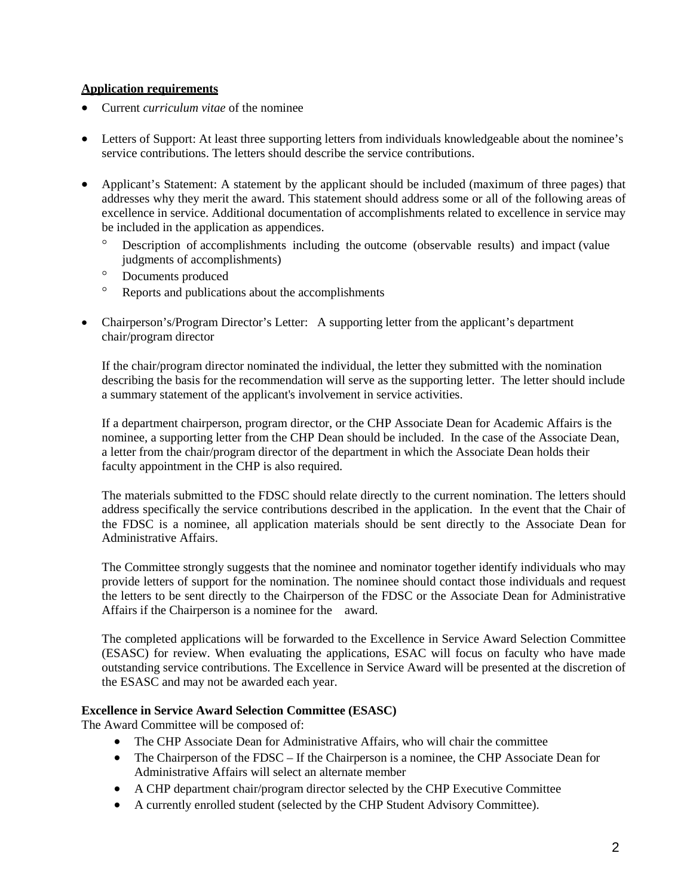**Application requirements**

- Current *curriculum vitae* of the nominee
- Letters of Support: At least three supporting letters from individuals knowledgeable about the nominee's service contributions. The letters should describe the service contributions.
- Applicant's Statement: A statement by the applicant should be included (maximum of three pages) that addresses why they merit the award. This statement should address some or all of the following areas of excellence in service. Additional documentation of accomplishments related to excellence in service may be included in the application as appendices.
    - Description of accomplishments including the outcome (observable results) and impact (value judgments of accomplishments)
    - Documents produced
    - Reports and publications about the accomplishments
- Chairperson's/Program Director's Letter: A supporting letter from the applicant's department chair/program director

  If the chair/program director nominated the individual, the letter they submitted with the nomination describing the basis for the recommendation will serve as the supporting letter. The letter should include a summary statement of the applicant's involvement in service activities.

  If a department chairperson, program director, or the CHP Associate Dean for Academic Affairs is the nominee, a supporting letter from the CHP Dean should be included. In the case of the Associate Dean, a letter from the chair/program director of the department in which the Associate Dean holds their faculty appointment in the CHP is also required.

  The materials submitted to the FDSC should relate directly to the current nomination. The letters should address specifically the service contributions described in the application. In the event that the Chair of the FDSC is a nominee, all application materials should be sent directly to the Associate Dean for Administrative Affairs.

  The Committee strongly suggests that the nominee and nominator together identify individuals who may provide letters of support for the nomination. The nominee should contact those individuals and request the letters to be sent directly to the Chairperson of the FDSC or the Associate Dean for Administrative Affairs if the Chairperson is a nominee for the award.

  The completed applications will be forwarded to the Excellence in Service Award Selection Committee (ESASC) for review. When evaluating the applications, ESAC will focus on faculty who have made outstanding service contributions. The Excellence in Service Award will be presented at the discretion of the ESASC and may not be awarded each year.

**Excellence in Service Award Selection Committee (ESASC)**

The Award Committee will be composed of:

- The CHP Associate Dean for Administrative Affairs, who will chair the committee
- The Chairperson of the FDSC – If the Chairperson is a nominee, the CHP Associate Dean for Administrative Affairs will select an alternate member
- A CHP department chair/program director selected by the CHP Executive Committee
- A currently enrolled student (selected by the CHP Student Advisory Committee).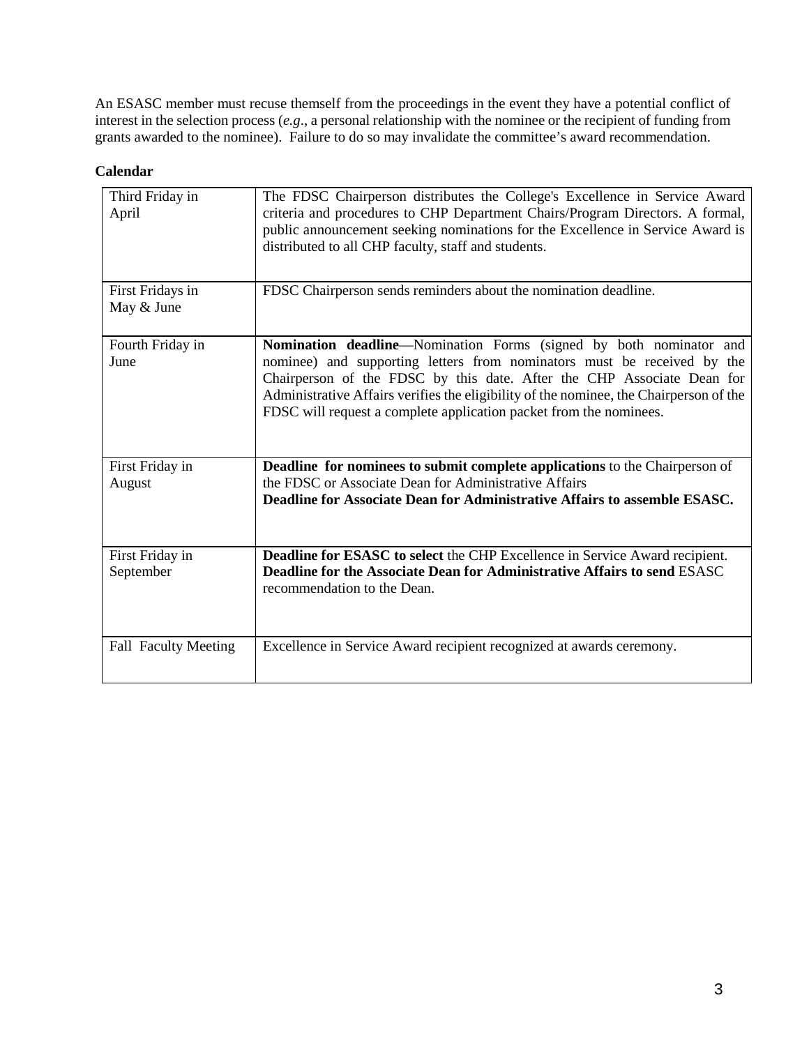An ESASC member must recuse themself from the proceedings in the event they have a potential conflict of interest in the selection process (*e.g*., a personal relationship with the nominee or the recipient of funding from grants awarded to the nominee). Failure to do so may invalidate the committee's award recommendation.

**Calendar**

| | |
|---|---|
| Third Friday in April | The FDSC Chairperson distributes the College's Excellence in Service Award criteria and procedures to CHP Department Chairs/Program Directors. A formal, public announcement seeking nominations for the Excellence in Service Award is distributed to all CHP faculty, staff and students. |
| First Fridays in May & June | FDSC Chairperson sends reminders about the nomination deadline. |
| Fourth Friday in June | **Nomination deadline**—Nomination Forms (signed by both nominator and nominee) and supporting letters from nominators must be received by the Chairperson of the FDSC by this date. After the CHP Associate Dean for Administrative Affairs verifies the eligibility of the nominee, the Chairperson of the FDSC will request a complete application packet from the nominees. |
| First Friday in August | **Deadline for nominees to submit complete applications** to the Chairperson of the FDSC or Associate Dean for Administrative Affairs<br>**Deadline for Associate Dean for Administrative Affairs to assemble ESASC.** |
| First Friday in September | **Deadline for ESASC to select** the CHP Excellence in Service Award recipient.<br>**Deadline for the Associate Dean for Administrative Affairs to send** ESASC recommendation to the Dean. |
| Fall Faculty Meeting | Excellence in Service Award recipient recognized at awards ceremony. |